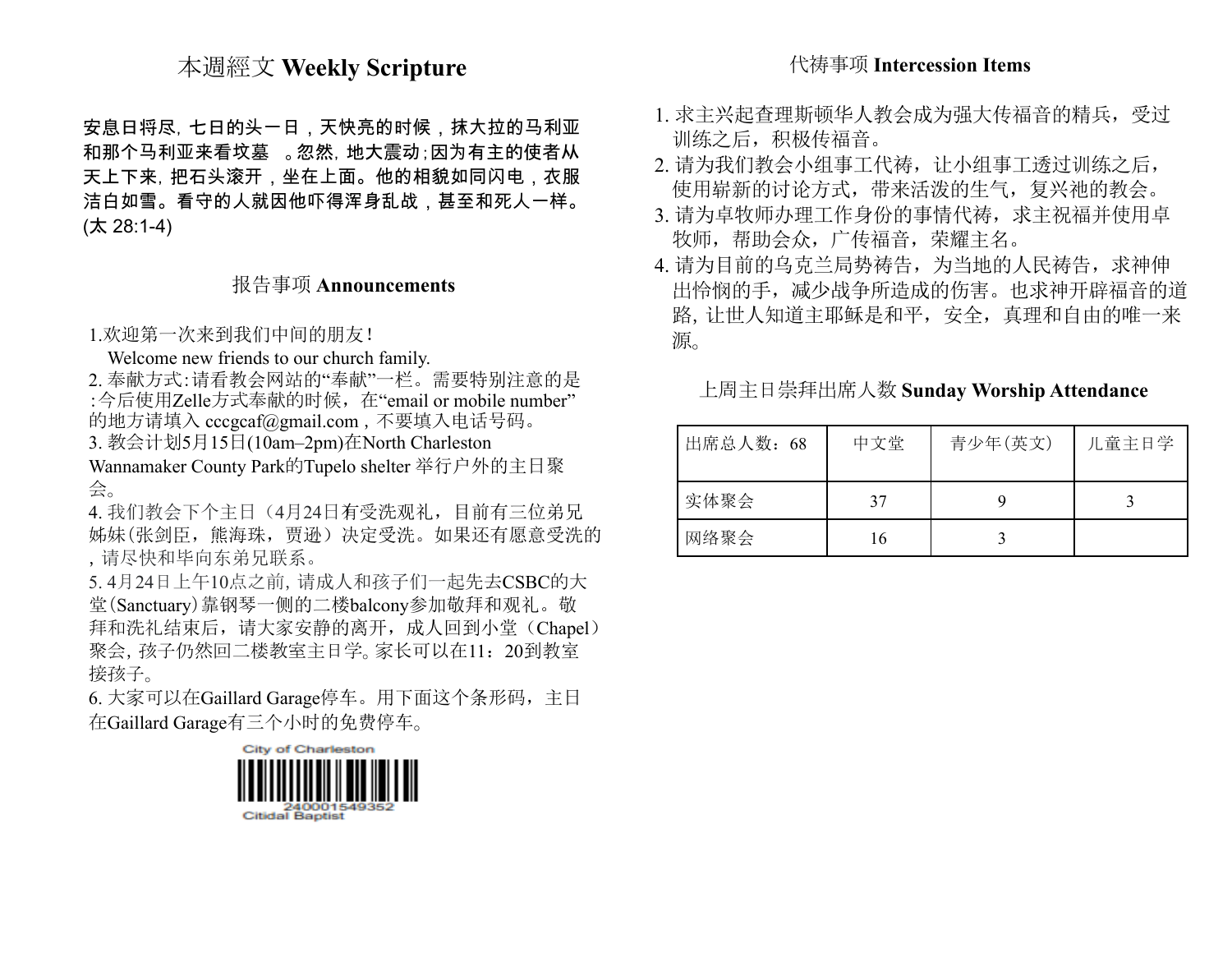## 本週經文 **Weekly Scripture**

安息日将尽，七日的头一日，天快亮的时候，抹大拉的马利亚和那个马利亚来看坟墓 。忽然，地大震动；因为有主的使者从天上下来，把石头滚开，坐在上面。他的相貌如同闪电，衣服洁白如雪。看守的人就因他吓得浑身乱战，甚至和死人一样。(太 28:1-4)

## 报告事项 **Announcements**

1.欢迎第一次来到我们中间的朋友！
Welcome new friends to our church family.
2. 奉献方式：请看教会网站的"奉献"一栏。需要特别注意的是：今后使用Zelle方式奉献的时候，在"email or mobile number"的地方请填入 cccgcaf@gmail.com，不要填入电话号码。
3. 教会计划5月15日(10am–2pm)在North Charleston Wannamaker County Park的Tupelo shelter 举行户外的主日聚会。
4. 我们教会下个主日（4月24日有受洗观礼，目前有三位弟兄姊妹(张剑臣，熊海珠，贾逊）决定受洗。如果还有愿意受洗的，请尽快和毕向东弟兄联系。
5. 4月24日上午10点之前，请成人和孩子们一起先去CSBC的大堂(Sanctuary)靠钢琴一侧的二楼balcony参加敬拜和观礼。敬拜和洗礼结束后，请大家安静的离开，成人回到小堂（Chapel）聚会，孩子仍然回二楼教室主日学。家长可以在11：20到教室接孩子。
6. 大家可以在Gaillard Garage停车。用下面这个条形码，主日在Gaillard Garage有三个小时的免费停车。

City of Charleston
240001549352
Citidal Baptist

## 代祷事项 **Intercession Items**

1. 求主兴起查理斯顿华人教会成为强大传福音的精兵，受过训练之后，积极传福音。
2. 请为我们教会小组事工代祷，让小组事工透过训练之后，使用崭新的讨论方式，带来活泼的生气，复兴祂的教会。
3. 请为卓牧师办理工作身份的事情代祷，求主祝福并使用卓牧师，帮助会众，广传福音，荣耀主名。
4. 请为目前的乌克兰局势祷告，为当地的人民祷告，求神伸出怜悯的手，减少战争所造成的伤害。也求神开辟福音的道路，让世人知道主耶稣是和平，安全，真理和自由的唯一来源。

## 上周主日崇拜出席人数 **Sunday Worship Attendance**

| 出席总人数：68 | 中文堂 | 青少年(英文) | 儿童主日学 |
| --- | --- | --- | --- |
| 实体聚会 | 37 | 9 | 3 |
| 网络聚会 | 16 | 3 | |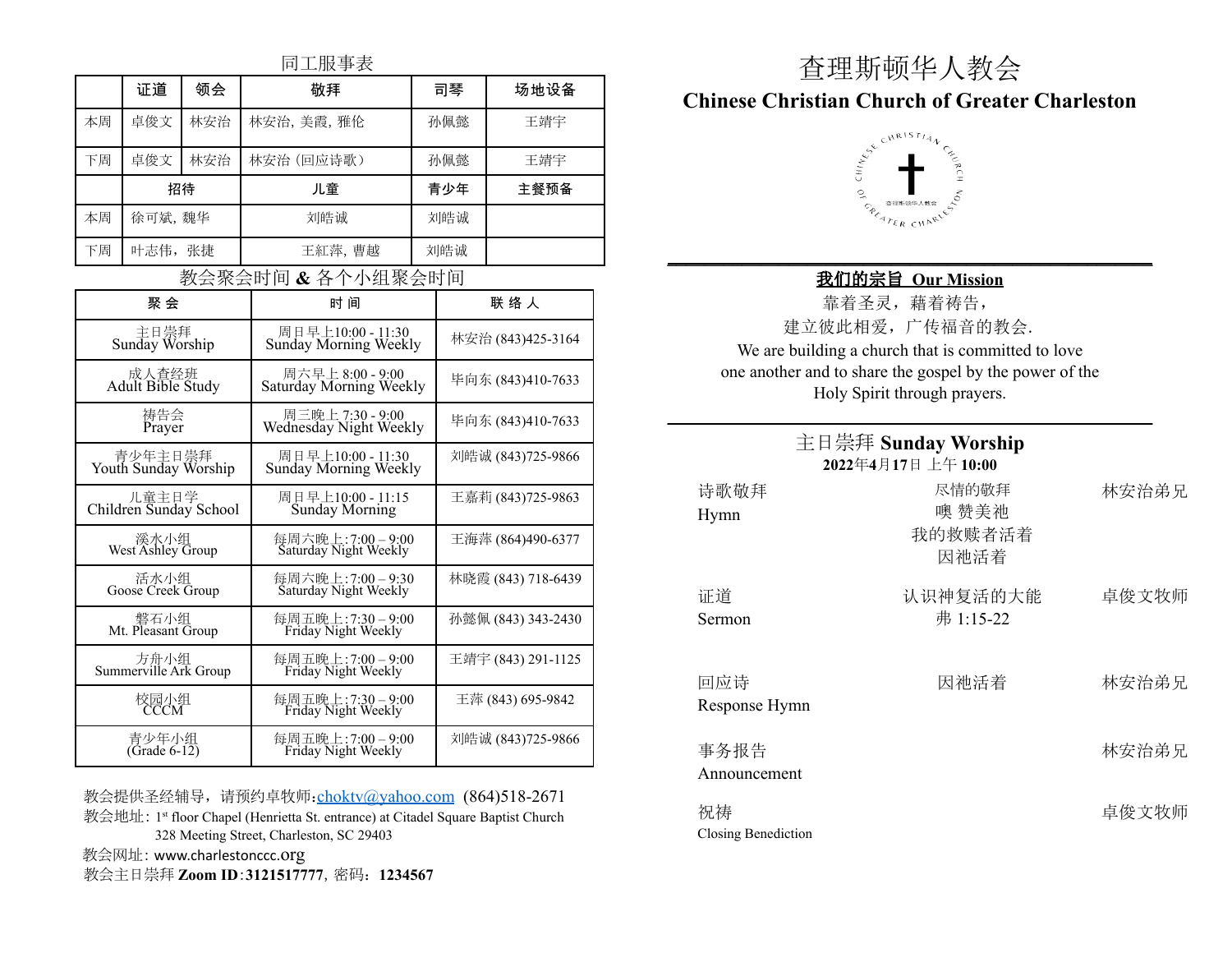## 同工服事表

| | 证道 | 领会 | 敬拜 | 司琴 | 场地设备 |
|---|---|---|---|---|---|
| 本周 | 卓俊文 | 林安治 | 林安治, 美霞, 雅伦 | 孙佩懿 | 王靖宇 |
| 下周 | 卓俊文 | 林安治 | 林安治（回应诗歌） | 孙佩懿 | 王靖宇 |
| | 招待 | | 儿童 | 青少年 | 主餐预备 |
| 本周 | 徐可斌, 魏华 | | 刘皓诚 | 刘皓诚 | |
| 下周 | 叶志伟，张捷 | | 王紅萍, 曹越 | 刘皓诚 | |

## 教会聚会时间 & 各个小组聚会时间

| 聚 会 | 时 间 | 联 络 人 |
|---|---|---|
| 主日崇拜 Sunday Worship | 周日早上10:00 - 11:30 Sunday Morning Weekly | 林安治 (843)425-3164 |
| 成人查经班 Adult Bible Study | 周六早上 8:00 - 9:00 Saturday Morning Weekly | 毕向东 (843)410-7633 |
| 祷告会 Prayer | 周三晚上 7:30 - 9:00 Wednesday Night Weekly | 毕向东 (843)410-7633 |
| 青少年主日崇拜 Youth Sunday Worship | 周日早上10:00 - 11:30 Sunday Morning Weekly | 刘皓诚 (843)725-9866 |
| 儿童主日学 Children Sunday School | 周日早上10:00 - 11:15 Sunday Morning | 王嘉莉 (843)725-9863 |
| 溪水小组 West Ashley Group | 每周六晚上:7:00 – 9:00 Saturday Night Weekly | 王海萍 (864)490-6377 |
| 活水小组 Goose Creek Group | 每周六晚上:7:00 – 9:30 Saturday Night Weekly | 林晓霞 (843) 718-6439 |
| 磐石小组 Mt. Pleasant Group | 每周五晚上:7:30 – 9:00 Friday Night Weekly | 孙懿佩 (843) 343-2430 |
| 方舟小组 Summerville Ark Group | 每周五晚上:7:00 – 9:00 Friday Night Weekly | 王靖宇 (843) 291-1125 |
| 校园小组 CCCM | 每周五晚上:7:30 – 9:00 Friday Night Weekly | 王萍 (843) 695-9842 |
| 青少年小组 (Grade 6-12) | 每周五晚上:7:00 – 9:00 Friday Night Weekly | 刘皓诚 (843)725-9866 |

教会提供圣经辅导，请预约卓牧师:choktv@yahoo.com (864)518-2671

教会地址: 1st floor Chapel (Henrietta St. entrance) at Citadel Square Baptist Church 328 Meeting Street, Charleston, SC 29403

教会网址: www.charlestonccc.org

教会主日崇拜 **Zoom ID**:**3121517777**, 密码:**1234567**

# 查理斯顿华人教会

# Chinese Christian Church of Greater Charleston

## 我们的宗旨 Our Mission

靠着圣灵，藉着祷告，

建立彼此相爱，广传福音的教会.

We are building a church that is committed to love one another and to share the gospel by the power of the Holy Spirit through prayers.

## 主日崇拜 Sunday Worship

**2022年4月17日 上午 10:00**

| | | |
|---|---|---|
| 诗歌敬拜 Hymn | 尽情的敬拜<br>噢 赞美祂<br>我的救赎者活着<br>因祂活着 | 林安治弟兄 |
| 证道 Sermon | 认识神复活的大能<br>弗 1:15-22 | 卓俊文牧师 |
| 回应诗 Response Hymn | 因祂活着 | 林安治弟兄 |
| 事务报告 Announcement | | 林安治弟兄 |
| 祝祷 Closing Benediction | | 卓俊文牧师 |